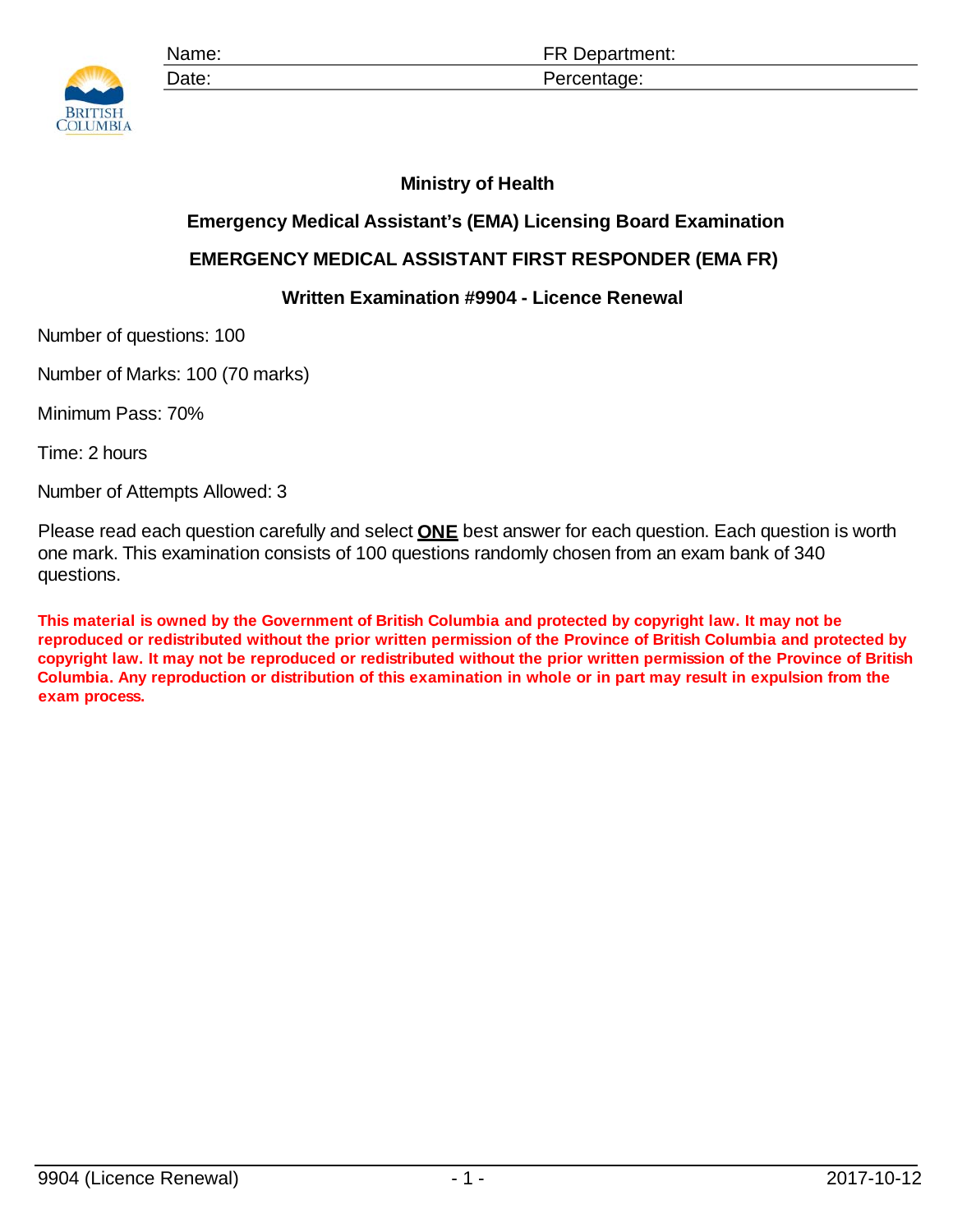| Name: | FR Department: |
| --- | --- |
| Date: | Percentage: |

**Ministry of Health**

**Emergency Medical Assistant's (EMA) Licensing Board Examination**

**EMERGENCY MEDICAL ASSISTANT FIRST RESPONDER (EMA FR)**

**Written Examination #9904 - Licence Renewal**

Number of questions: 100

Number of Marks: 100 (70 marks)

Minimum Pass: 70%

Time: 2 hours

Number of Attempts Allowed: 3

Please read each question carefully and select **ONE** best answer for each question. Each question is worth one mark. This examination consists of 100 questions randomly chosen from an exam bank of 340 questions.

**This material is owned by the Government of British Columbia and protected by copyright law. It may not be reproduced or redistributed without the prior written permission of the Province of British Columbia and protected by copyright law. It may not be reproduced or redistributed without the prior written permission of the Province of British Columbia. Any reproduction or distribution of this examination in whole or in part may result in expulsion from the exam process.**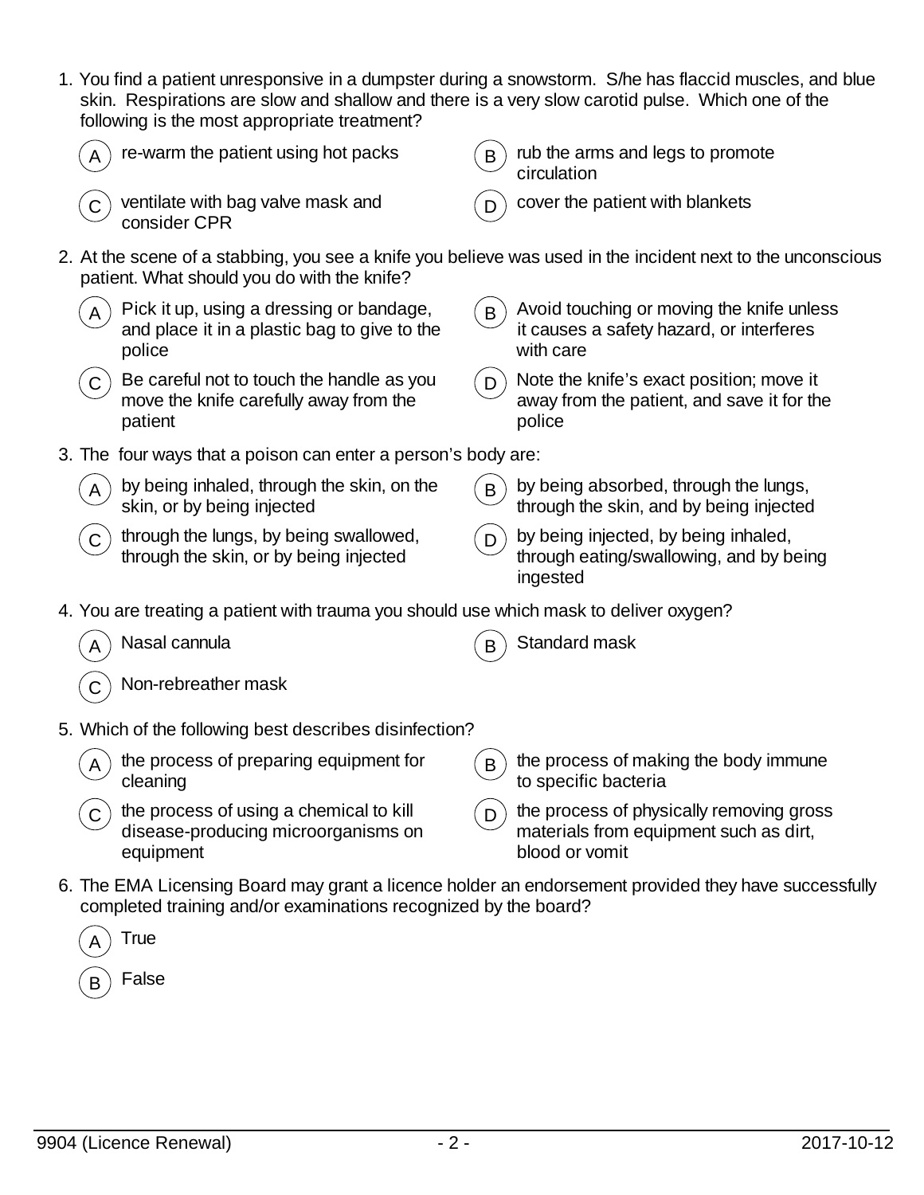1. You find a patient unresponsive in a dumpster during a snowstorm. S/he has flaccid muscles, and blue skin. Respirations are slow and shallow and there is a very slow carotid pulse. Which one of the following is the most appropriate treatment?

   (A) re-warm the patient using hot packs

   (B) rub the arms and legs to promote circulation

   (C) ventilate with bag valve mask and consider CPR

   (D) cover the patient with blankets

2. At the scene of a stabbing, you see a knife you believe was used in the incident next to the unconscious patient. What should you do with the knife?

   (A) Pick it up, using a dressing or bandage, and place it in a plastic bag to give to the police

   (B) Avoid touching or moving the knife unless it causes a safety hazard, or interferes with care

   (C) Be careful not to touch the handle as you move the knife carefully away from the patient

   (D) Note the knife's exact position; move it away from the patient, and save it for the police

3. The four ways that a poison can enter a person's body are:

   (A) by being inhaled, through the skin, on the skin, or by being injected

   (B) by being absorbed, through the lungs, through the skin, and by being injected

   (C) through the lungs, by being swallowed, through the skin, or by being injected

   (D) by being injected, by being inhaled, through eating/swallowing, and by being ingested

4. You are treating a patient with trauma you should use which mask to deliver oxygen?

   (A) Nasal cannula

   (B) Standard mask

   (C) Non-rebreather mask

5. Which of the following best describes disinfection?

   (A) the process of preparing equipment for cleaning

   (B) the process of making the body immune to specific bacteria

   (C) the process of using a chemical to kill disease-producing microorganisms on equipment

   (D) the process of physically removing gross materials from equipment such as dirt, blood or vomit

6. The EMA Licensing Board may grant a licence holder an endorsement provided they have successfully completed training and/or examinations recognized by the board?

   (A) True

   (B) False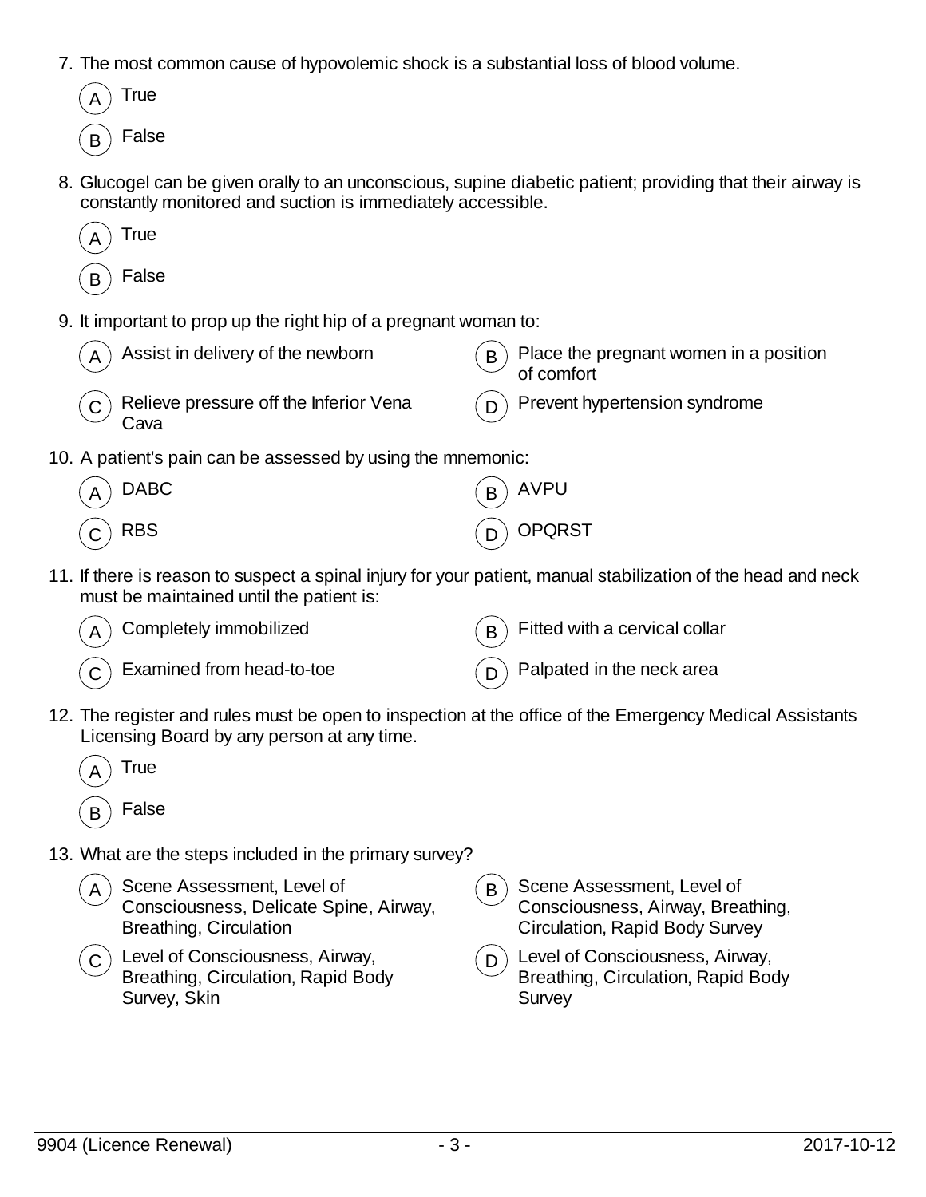7. The most common cause of hypovolemic shock is a substantial loss of blood volume.

   (A) True

   (B) False

8. Glucogel can be given orally to an unconscious, supine diabetic patient; providing that their airway is constantly monitored and suction is immediately accessible.

   (A) True

   (B) False

9. It important to prop up the right hip of a pregnant woman to:

   (A) Assist in delivery of the newborn

   (B) Place the pregnant women in a position of comfort

   (C) Relieve pressure off the Inferior Vena Cava

   (D) Prevent hypertension syndrome

10. A patient's pain can be assessed by using the mnemonic:

    (A) DABC

    (B) AVPU

    (C) RBS

    (D) OPQRST

11. If there is reason to suspect a spinal injury for your patient, manual stabilization of the head and neck must be maintained until the patient is:

    (A) Completely immobilized

    (B) Fitted with a cervical collar

    (C) Examined from head-to-toe

    (D) Palpated in the neck area

12. The register and rules must be open to inspection at the office of the Emergency Medical Assistants Licensing Board by any person at any time.

    (A) True

    (B) False

13. What are the steps included in the primary survey?

    (A) Scene Assessment, Level of Consciousness, Delicate Spine, Airway, Breathing, Circulation

    (B) Scene Assessment, Level of Consciousness, Airway, Breathing, Circulation, Rapid Body Survey

    (C) Level of Consciousness, Airway, Breathing, Circulation, Rapid Body Survey, Skin

    (D) Level of Consciousness, Airway, Breathing, Circulation, Rapid Body Survey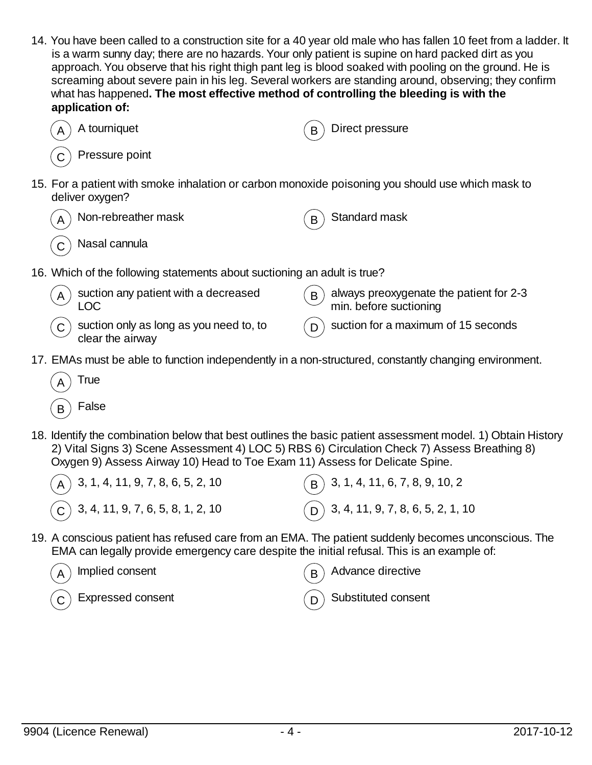14. You have been called to a construction site for a 40 year old male who has fallen 10 feet from a ladder. It is a warm sunny day; there are no hazards. Your only patient is supine on hard packed dirt as you approach. You observe that his right thigh pant leg is blood soaked with pooling on the ground. He is screaming about severe pain in his leg. Several workers are standing around, observing; they confirm what has happened**. The most effective method of controlling the bleeding is with the application of:**

   (A) A tourniquet

   (B) Direct pressure

   (C) Pressure point

15. For a patient with smoke inhalation or carbon monoxide poisoning you should use which mask to deliver oxygen?

   (A) Non-rebreather mask

   (B) Standard mask

   (C) Nasal cannula

16. Which of the following statements about suctioning an adult is true?

   (A) suction any patient with a decreased LOC

   (B) always preoxygenate the patient for 2-3 min. before suctioning

   (C) suction only as long as you need to, to clear the airway

   (D) suction for a maximum of 15 seconds

17. EMAs must be able to function independently in a non-structured, constantly changing environment.

   (A) True

   (B) False

18. Identify the combination below that best outlines the basic patient assessment model. 1) Obtain History 2) Vital Signs 3) Scene Assessment 4) LOC 5) RBS 6) Circulation Check 7) Assess Breathing 8) Oxygen 9) Assess Airway 10) Head to Toe Exam 11) Assess for Delicate Spine.

   (A) 3, 1, 4, 11, 9, 7, 8, 6, 5, 2, 10

   (B) 3, 1, 4, 11, 6, 7, 8, 9, 10, 2

   (C) 3, 4, 11, 9, 7, 6, 5, 8, 1, 2, 10

   (D) 3, 4, 11, 9, 7, 8, 6, 5, 2, 1, 10

19. A conscious patient has refused care from an EMA. The patient suddenly becomes unconscious. The EMA can legally provide emergency care despite the initial refusal. This is an example of:

   (A) Implied consent

   (B) Advance directive

   (C) Expressed consent

   (D) Substituted consent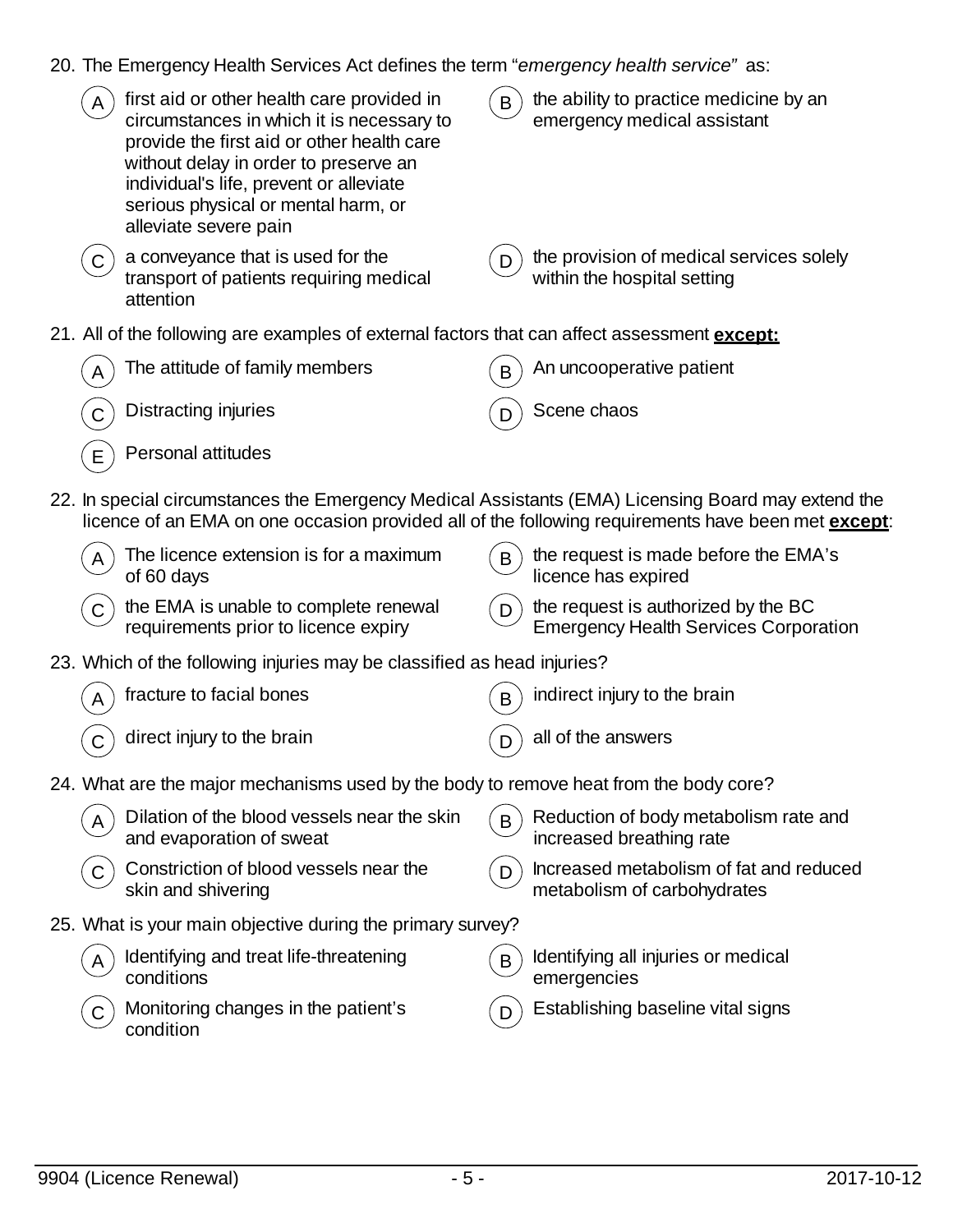20. The Emergency Health Services Act defines the term "*emergency health service*" as:

   (A) first aid or other health care provided in circumstances in which it is necessary to provide the first aid or other health care without delay in order to preserve an individual's life, prevent or alleviate serious physical or mental harm, or alleviate severe pain

   (B) the ability to practice medicine by an emergency medical assistant

   (C) a conveyance that is used for the transport of patients requiring medical attention

   (D) the provision of medical services solely within the hospital setting

21. All of the following are examples of external factors that can affect assessment **except:**

   (A) The attitude of family members

   (B) An uncooperative patient

   (C) Distracting injuries

   (D) Scene chaos

   (E) Personal attitudes

22. In special circumstances the Emergency Medical Assistants (EMA) Licensing Board may extend the licence of an EMA on one occasion provided all of the following requirements have been met **except**:

   (A) The licence extension is for a maximum of 60 days

   (B) the request is made before the EMA's licence has expired

   (C) the EMA is unable to complete renewal requirements prior to licence expiry

   (D) the request is authorized by the BC Emergency Health Services Corporation

23. Which of the following injuries may be classified as head injuries?

   (A) fracture to facial bones

   (B) indirect injury to the brain

   (C) direct injury to the brain

   (D) all of the answers

24. What are the major mechanisms used by the body to remove heat from the body core?

   (A) Dilation of the blood vessels near the skin and evaporation of sweat

   (B) Reduction of body metabolism rate and increased breathing rate

   (C) Constriction of blood vessels near the skin and shivering

   (D) Increased metabolism of fat and reduced metabolism of carbohydrates

25. What is your main objective during the primary survey?

   (A) Identifying and treat life-threatening conditions

   (B) Identifying all injuries or medical emergencies

   (C) Monitoring changes in the patient's condition

   (D) Establishing baseline vital signs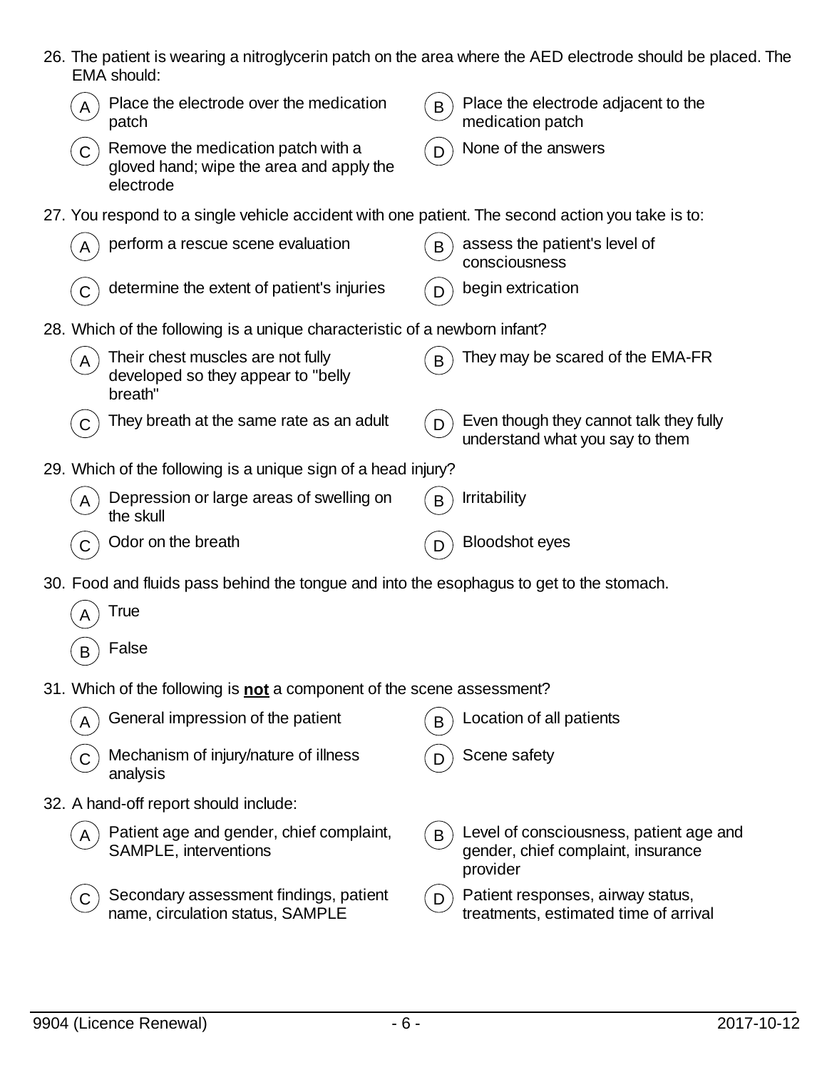26. The patient is wearing a nitroglycerin patch on the area where the AED electrode should be placed. The EMA should:

   (A) Place the electrode over the medication patch
   (B) Place the electrode adjacent to the medication patch
   (C) Remove the medication patch with a gloved hand; wipe the area and apply the electrode
   (D) None of the answers

27. You respond to a single vehicle accident with one patient. The second action you take is to:

   (A) perform a rescue scene evaluation
   (B) assess the patient's level of consciousness
   (C) determine the extent of patient's injuries
   (D) begin extrication

28. Which of the following is a unique characteristic of a newborn infant?

   (A) Their chest muscles are not fully developed so they appear to "belly breath"
   (B) They may be scared of the EMA-FR
   (C) They breath at the same rate as an adult
   (D) Even though they cannot talk they fully understand what you say to them

29. Which of the following is a unique sign of a head injury?

   (A) Depression or large areas of swelling on the skull
   (B) Irritability
   (C) Odor on the breath
   (D) Bloodshot eyes

30. Food and fluids pass behind the tongue and into the esophagus to get to the stomach.

   (A) True
   (B) False

31. Which of the following is **not** a component of the scene assessment?

   (A) General impression of the patient
   (B) Location of all patients
   (C) Mechanism of injury/nature of illness analysis
   (D) Scene safety

32. A hand-off report should include:

   (A) Patient age and gender, chief complaint, SAMPLE, interventions
   (B) Level of consciousness, patient age and gender, chief complaint, insurance provider
   (C) Secondary assessment findings, patient name, circulation status, SAMPLE
   (D) Patient responses, airway status, treatments, estimated time of arrival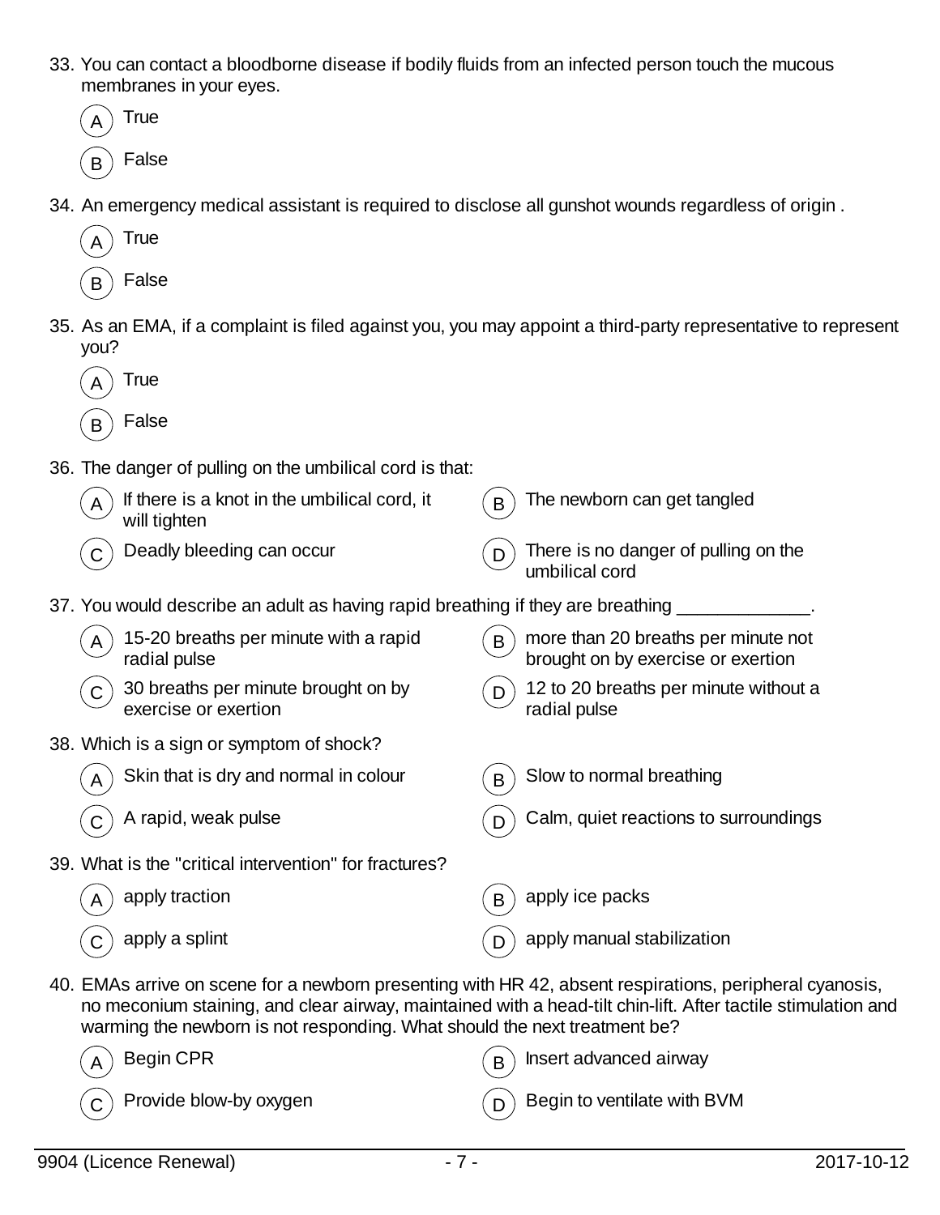33. You can contact a bloodborne disease if bodily fluids from an infected person touch the mucous membranes in your eyes.

    (A) True

    (B) False

34. An emergency medical assistant is required to disclose all gunshot wounds regardless of origin .

    (A) True

    (B) False

35. As an EMA, if a complaint is filed against you, you may appoint a third-party representative to represent you?

    (A) True

    (B) False

36. The danger of pulling on the umbilical cord is that:

    (A) If there is a knot in the umbilical cord, it will tighten

    (B) The newborn can get tangled

    (C) Deadly bleeding can occur

    (D) There is no danger of pulling on the umbilical cord

37. You would describe an adult as having rapid breathing if they are breathing _____________.

    (A) 15-20 breaths per minute with a rapid radial pulse

    (B) more than 20 breaths per minute not brought on by exercise or exertion

    (C) 30 breaths per minute brought on by exercise or exertion

    (D) 12 to 20 breaths per minute without a radial pulse

38. Which is a sign or symptom of shock?

    (A) Skin that is dry and normal in colour

    (B) Slow to normal breathing

    (C) A rapid, weak pulse

    (D) Calm, quiet reactions to surroundings

39. What is the "critical intervention" for fractures?

    (A) apply traction

    (B) apply ice packs

    (C) apply a splint

    (D) apply manual stabilization

40. EMAs arrive on scene for a newborn presenting with HR 42, absent respirations, peripheral cyanosis, no meconium staining, and clear airway, maintained with a head-tilt chin-lift. After tactile stimulation and warming the newborn is not responding. What should the next treatment be?

    (A) Begin CPR

    (B) Insert advanced airway

    (C) Provide blow-by oxygen

    (D) Begin to ventilate with BVM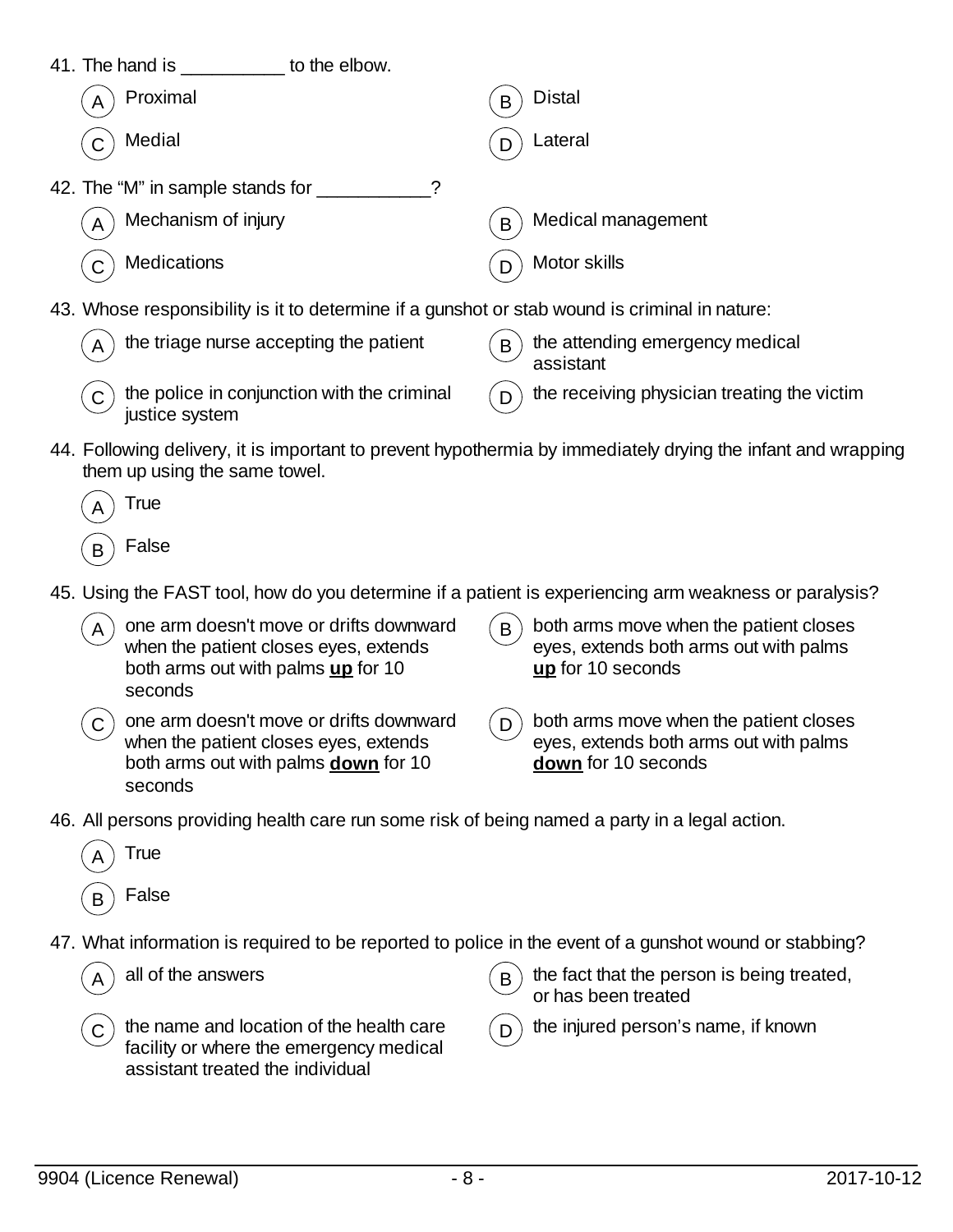41. The hand is __________ to the elbow.

- (A) Proximal
- (B) Distal
- (C) Medial
- (D) Lateral

42. The “M” in sample stands for ___________?

- (A) Mechanism of injury
- (B) Medical management
- (C) Medications
- (D) Motor skills

43. Whose responsibility is it to determine if a gunshot or stab wound is criminal in nature:

- (A) the triage nurse accepting the patient
- (B) the attending emergency medical assistant
- (C) the police in conjunction with the criminal justice system
- (D) the receiving physician treating the victim

44. Following delivery, it is important to prevent hypothermia by immediately drying the infant and wrapping them up using the same towel.

- (A) True
- (B) False

45. Using the FAST tool, how do you determine if a patient is experiencing arm weakness or paralysis?

- (A) one arm doesn't move or drifts downward when the patient closes eyes, extends both arms out with palms **up** for 10 seconds
- (B) both arms move when the patient closes eyes, extends both arms out with palms **up** for 10 seconds
- (C) one arm doesn't move or drifts downward when the patient closes eyes, extends both arms out with palms **down** for 10 seconds
- (D) both arms move when the patient closes eyes, extends both arms out with palms **down** for 10 seconds

46. All persons providing health care run some risk of being named a party in a legal action.

- (A) True
- (B) False

47. What information is required to be reported to police in the event of a gunshot wound or stabbing?

- (A) all of the answers
- (B) the fact that the person is being treated, or has been treated
- (C) the name and location of the health care facility or where the emergency medical assistant treated the individual
- (D) the injured person’s name, if known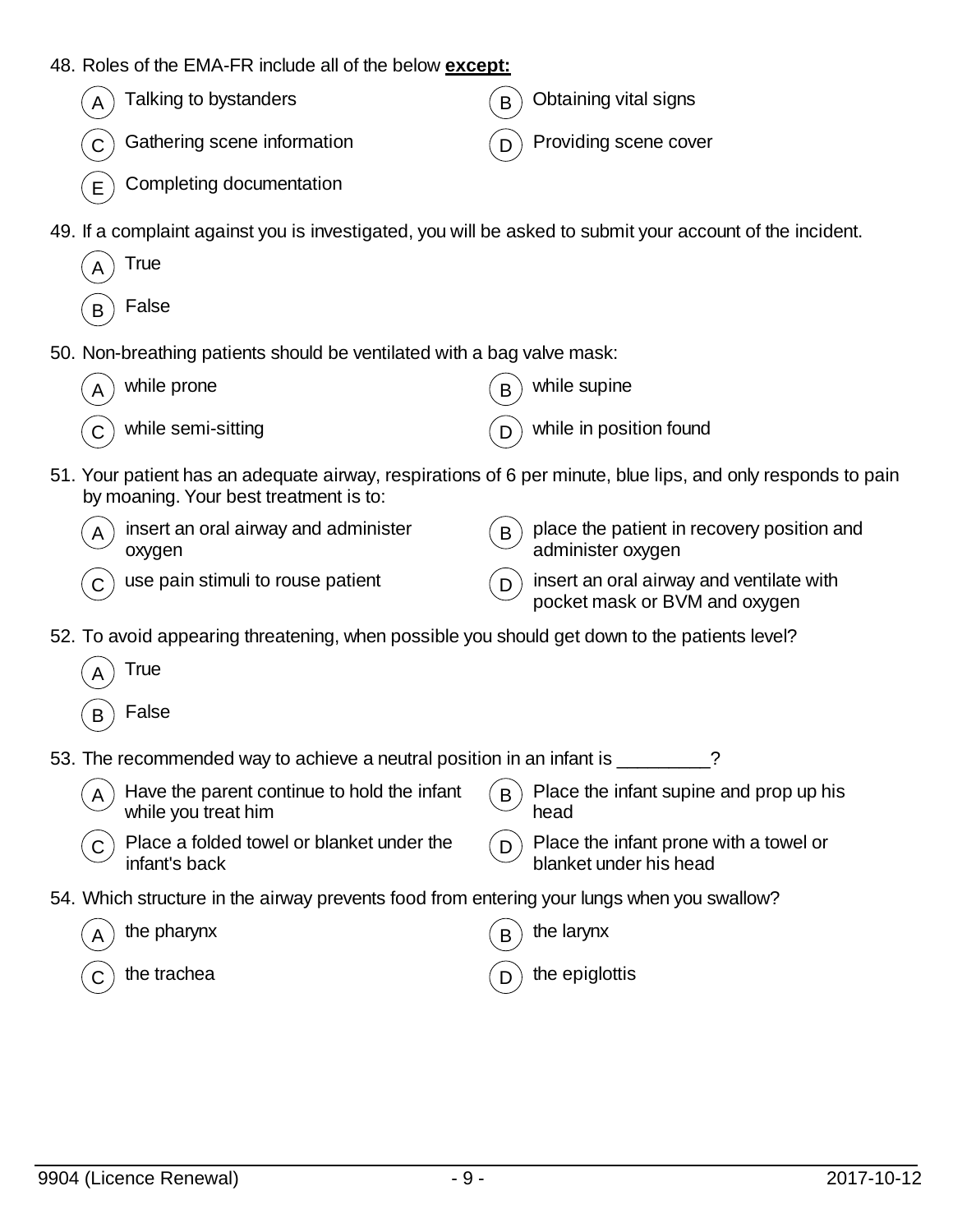48. Roles of the EMA-FR include all of the below **except:**

   (A) Talking to bystanders
   (B) Obtaining vital signs
   (C) Gathering scene information
   (D) Providing scene cover
   (E) Completing documentation

49. If a complaint against you is investigated, you will be asked to submit your account of the incident.

   (A) True
   (B) False

50. Non-breathing patients should be ventilated with a bag valve mask:

   (A) while prone
   (B) while supine
   (C) while semi-sitting
   (D) while in position found

51. Your patient has an adequate airway, respirations of 6 per minute, blue lips, and only responds to pain by moaning. Your best treatment is to:

   (A) insert an oral airway and administer oxygen
   (B) place the patient in recovery position and administer oxygen
   (C) use pain stimuli to rouse patient
   (D) insert an oral airway and ventilate with pocket mask or BVM and oxygen

52. To avoid appearing threatening, when possible you should get down to the patients level?

   (A) True
   (B) False

53. The recommended way to achieve a neutral position in an infant is _________?

   (A) Have the parent continue to hold the infant while you treat him
   (B) Place the infant supine and prop up his head
   (C) Place a folded towel or blanket under the infant's back
   (D) Place the infant prone with a towel or blanket under his head

54. Which structure in the airway prevents food from entering your lungs when you swallow?

   (A) the pharynx
   (B) the larynx
   (C) the trachea
   (D) the epiglottis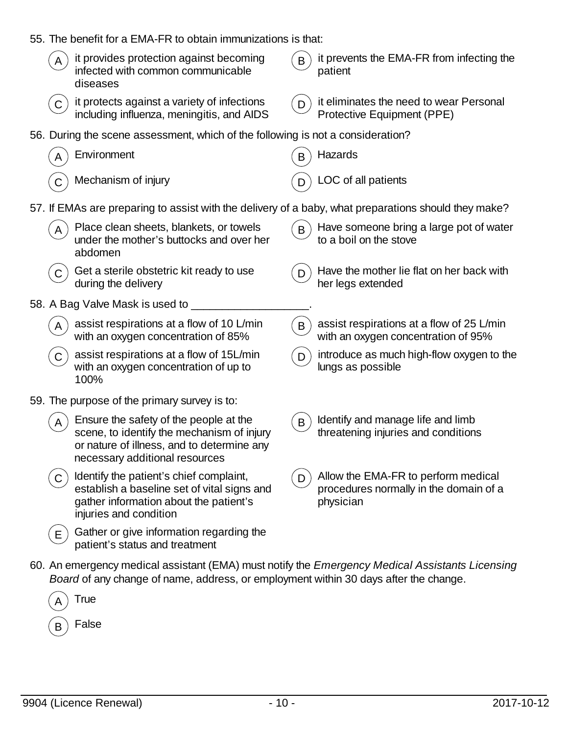55. The benefit for a EMA-FR to obtain immunizations is that:

- (A) it provides protection against becoming infected with common communicable diseases
- (B) it prevents the EMA-FR from infecting the patient
- (C) it protects against a variety of infections including influenza, meningitis, and AIDS
- (D) it eliminates the need to wear Personal Protective Equipment (PPE)

56. During the scene assessment, which of the following is not a consideration?

- (A) Environment
- (B) Hazards
- (C) Mechanism of injury
- (D) LOC of all patients

57. If EMAs are preparing to assist with the delivery of a baby, what preparations should they make?

- (A) Place clean sheets, blankets, or towels under the mother's buttocks and over her abdomen
- (B) Have someone bring a large pot of water to a boil on the stove
- (C) Get a sterile obstetric kit ready to use during the delivery
- (D) Have the mother lie flat on her back with her legs extended

58. A Bag Valve Mask is used to ___________________.

- (A) assist respirations at a flow of 10 L/min with an oxygen concentration of 85%
- (B) assist respirations at a flow of 25 L/min with an oxygen concentration of 95%
- (C) assist respirations at a flow of 15L/min with an oxygen concentration of up to 100%
- (D) introduce as much high-flow oxygen to the lungs as possible

59. The purpose of the primary survey is to:

- (A) Ensure the safety of the people at the scene, to identify the mechanism of injury or nature of illness, and to determine any necessary additional resources
- (B) Identify and manage life and limb threatening injuries and conditions
- (C) Identify the patient's chief complaint, establish a baseline set of vital signs and gather information about the patient's injuries and condition
- (D) Allow the EMA-FR to perform medical procedures normally in the domain of a physician
- (E) Gather or give information regarding the patient's status and treatment

60. An emergency medical assistant (EMA) must notify the *Emergency Medical Assistants Licensing Board* of any change of name, address, or employment within 30 days after the change.

- (A) True
- (B) False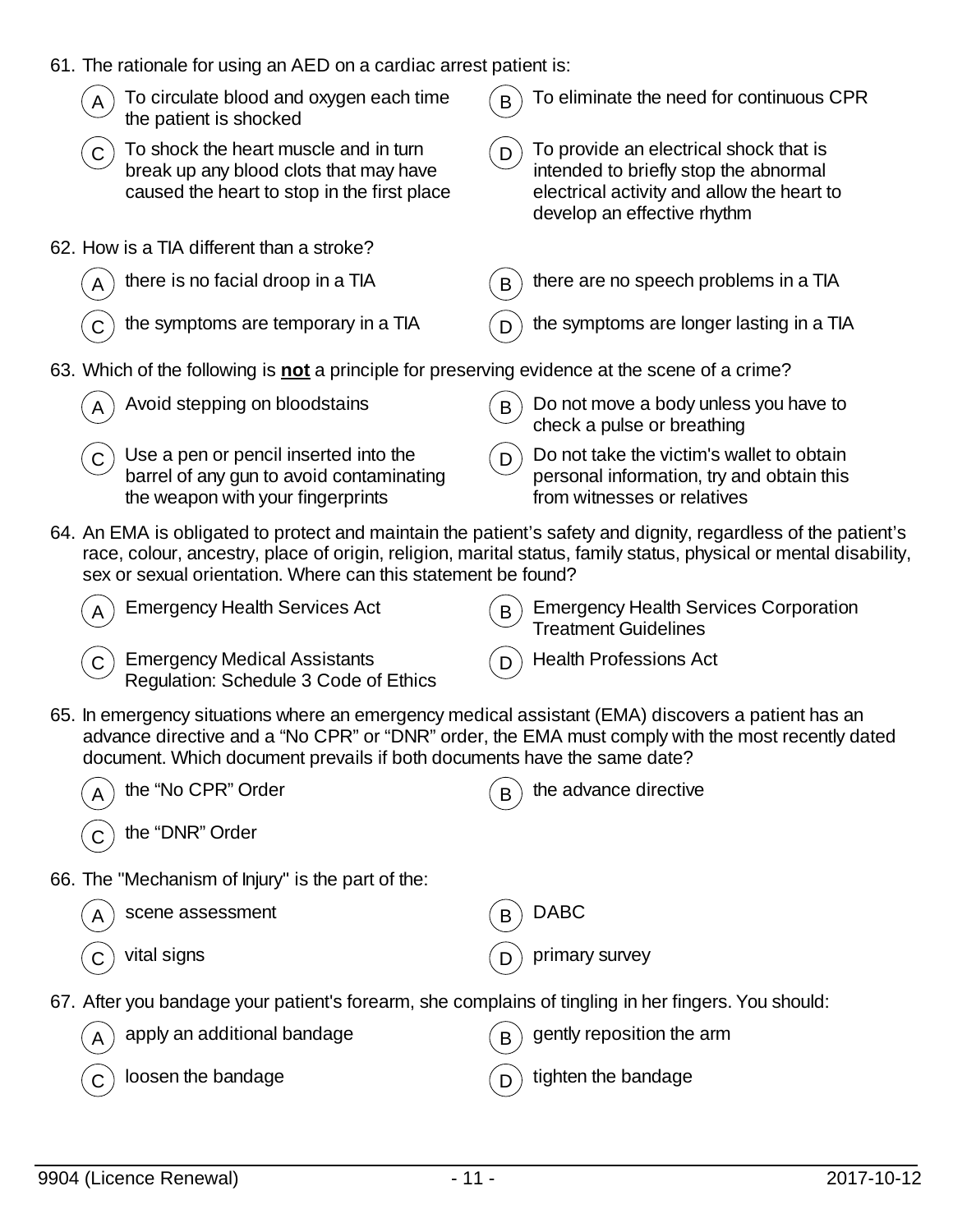61. The rationale for using an AED on a cardiac arrest patient is:

   (A) To circulate blood and oxygen each time the patient is shocked

   (B) To eliminate the need for continuous CPR

   (C) To shock the heart muscle and in turn break up any blood clots that may have caused the heart to stop in the first place

   (D) To provide an electrical shock that is intended to briefly stop the abnormal electrical activity and allow the heart to develop an effective rhythm

62. How is a TIA different than a stroke?

   (A) there is no facial droop in a TIA

   (B) there are no speech problems in a TIA

   (C) the symptoms are temporary in a TIA

   (D) the symptoms are longer lasting in a TIA

63. Which of the following is **not** a principle for preserving evidence at the scene of a crime?

   (A) Avoid stepping on bloodstains

   (B) Do not move a body unless you have to check a pulse or breathing

   (C) Use a pen or pencil inserted into the barrel of any gun to avoid contaminating the weapon with your fingerprints

   (D) Do not take the victim's wallet to obtain personal information, try and obtain this from witnesses or relatives

64. An EMA is obligated to protect and maintain the patient's safety and dignity, regardless of the patient's race, colour, ancestry, place of origin, religion, marital status, family status, physical or mental disability, sex or sexual orientation. Where can this statement be found?

   (A) Emergency Health Services Act

   (B) Emergency Health Services Corporation Treatment Guidelines

   (C) Emergency Medical Assistants Regulation: Schedule 3 Code of Ethics

   (D) Health Professions Act

65. In emergency situations where an emergency medical assistant (EMA) discovers a patient has an advance directive and a "No CPR" or "DNR" order, the EMA must comply with the most recently dated document. Which document prevails if both documents have the same date?

   (A) the "No CPR" Order

   (B) the advance directive

   (C) the "DNR" Order

66. The "Mechanism of Injury" is the part of the:

   (A) scene assessment

   (B) DABC

   (C) vital signs

   (D) primary survey

67. After you bandage your patient's forearm, she complains of tingling in her fingers. You should:

   (A) apply an additional bandage

   (B) gently reposition the arm

   (C) loosen the bandage

   (D) tighten the bandage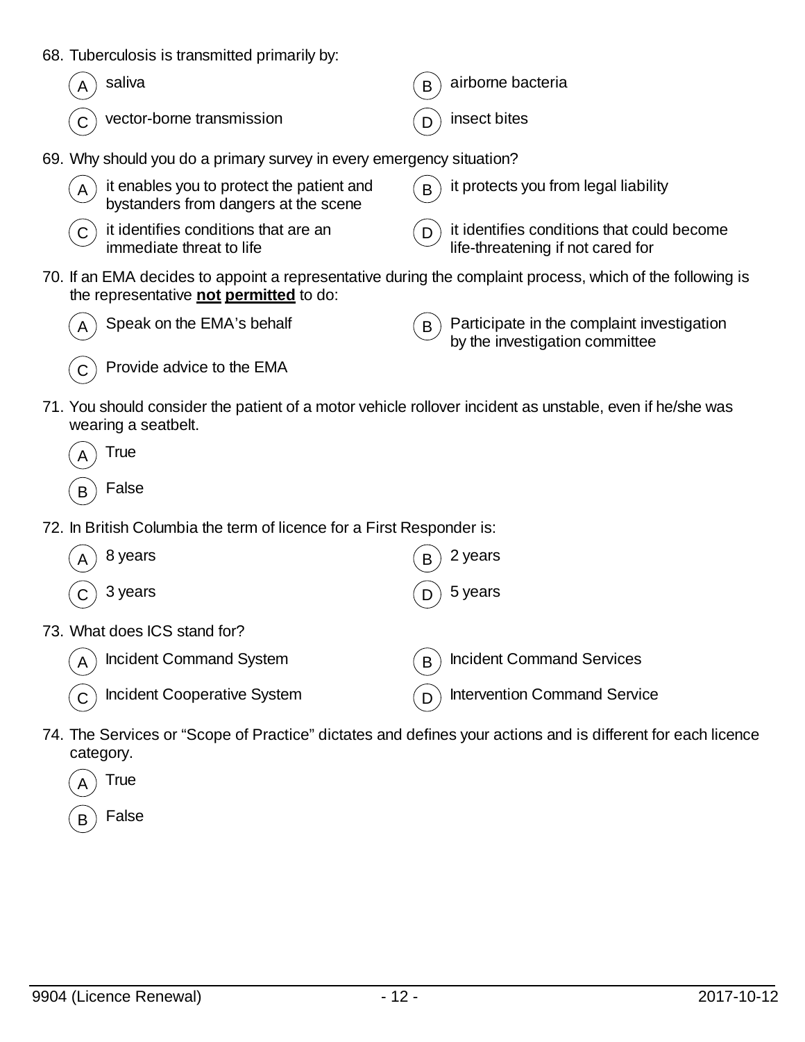68. Tuberculosis is transmitted primarily by:

   (A) saliva
   (B) airborne bacteria
   (C) vector-borne transmission
   (D) insect bites

69. Why should you do a primary survey in every emergency situation?

   (A) it enables you to protect the patient and bystanders from dangers at the scene
   (B) it protects you from legal liability
   (C) it identifies conditions that are an immediate threat to life
   (D) it identifies conditions that could become life-threatening if not cared for

70. If an EMA decides to appoint a representative during the complaint process, which of the following is the representative **not permitted** to do:

   (A) Speak on the EMA's behalf
   (B) Participate in the complaint investigation by the investigation committee
   (C) Provide advice to the EMA

71. You should consider the patient of a motor vehicle rollover incident as unstable, even if he/she was wearing a seatbelt.

   (A) True
   (B) False

72. In British Columbia the term of licence for a First Responder is:

   (A) 8 years
   (B) 2 years
   (C) 3 years
   (D) 5 years

73. What does ICS stand for?

   (A) Incident Command System
   (B) Incident Command Services
   (C) Incident Cooperative System
   (D) Intervention Command Service

74. The Services or "Scope of Practice" dictates and defines your actions and is different for each licence category.

   (A) True
   (B) False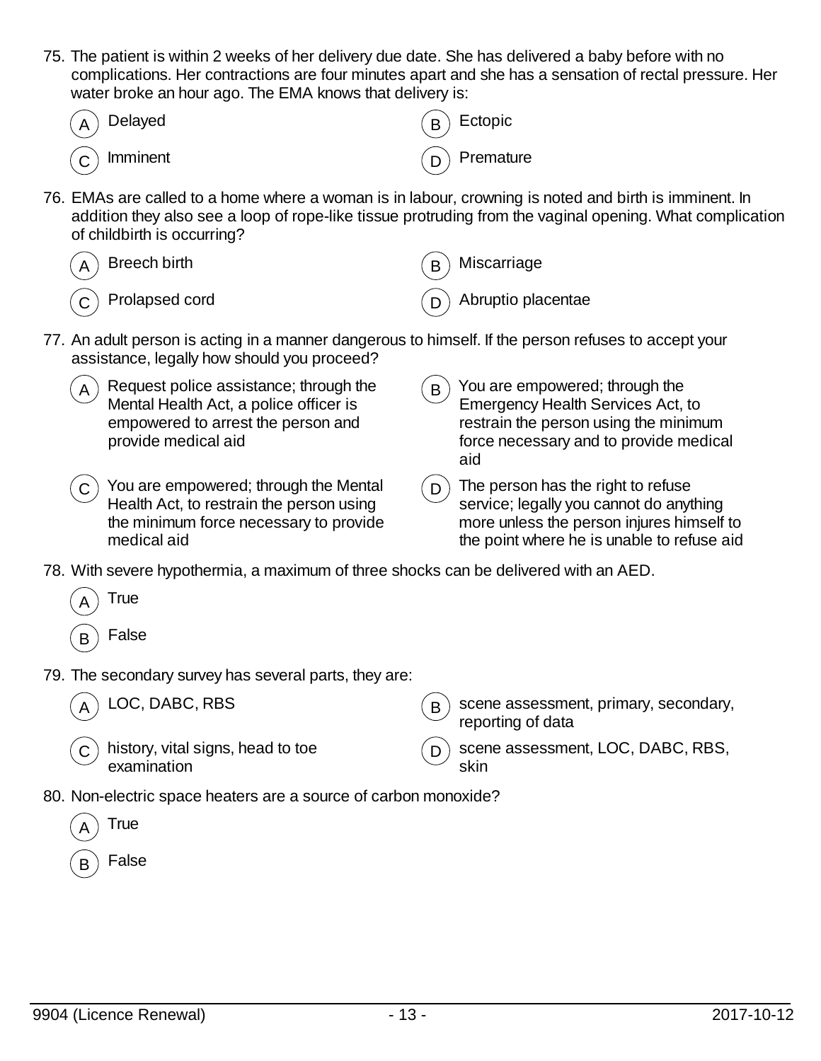75. The patient is within 2 weeks of her delivery due date. She has delivered a baby before with no complications. Her contractions are four minutes apart and she has a sensation of rectal pressure. Her water broke an hour ago. The EMA knows that delivery is:

    (A) Delayed
    (B) Ectopic
    (C) Imminent
    (D) Premature

76. EMAs are called to a home where a woman is in labour, crowning is noted and birth is imminent. In addition they also see a loop of rope-like tissue protruding from the vaginal opening. What complication of childbirth is occurring?

    (A) Breech birth
    (B) Miscarriage
    (C) Prolapsed cord
    (D) Abruptio placentae

77. An adult person is acting in a manner dangerous to himself. If the person refuses to accept your assistance, legally how should you proceed?

    (A) Request police assistance; through the Mental Health Act, a police officer is empowered to arrest the person and provide medical aid
    (B) You are empowered; through the Emergency Health Services Act, to restrain the person using the minimum force necessary and to provide medical aid
    (C) You are empowered; through the Mental Health Act, to restrain the person using the minimum force necessary to provide medical aid
    (D) The person has the right to refuse service; legally you cannot do anything more unless the person injures himself to the point where he is unable to refuse aid

78. With severe hypothermia, a maximum of three shocks can be delivered with an AED.

    (A) True
    (B) False

79. The secondary survey has several parts, they are:

    (A) LOC, DABC, RBS
    (B) scene assessment, primary, secondary, reporting of data
    (C) history, vital signs, head to toe examination
    (D) scene assessment, LOC, DABC, RBS, skin

80. Non-electric space heaters are a source of carbon monoxide?

    (A) True
    (B) False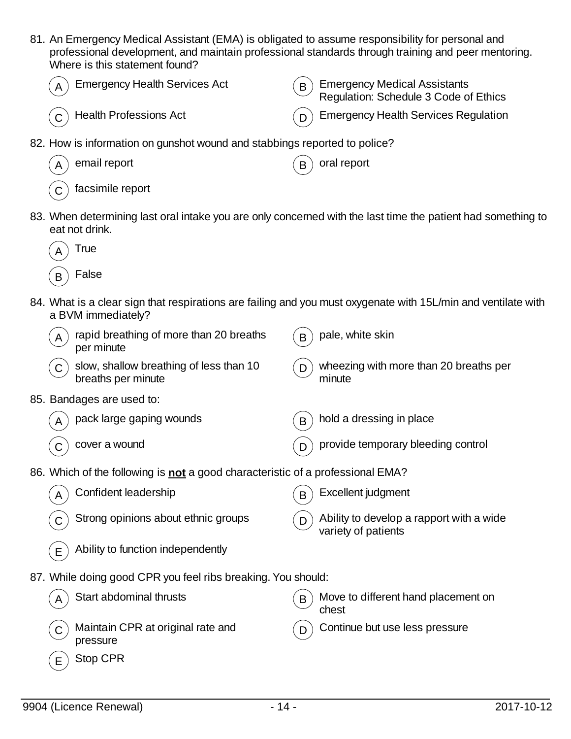81. An Emergency Medical Assistant (EMA) is obligated to assume responsibility for personal and professional development, and maintain professional standards through training and peer mentoring. Where is this statement found?

    (A) Emergency Health Services Act

    (B) Emergency Medical Assistants Regulation: Schedule 3 Code of Ethics

    (C) Health Professions Act

    (D) Emergency Health Services Regulation

82. How is information on gunshot wound and stabbings reported to police?

    (A) email report

    (B) oral report

    (C) facsimile report

83. When determining last oral intake you are only concerned with the last time the patient had something to eat not drink.

    (A) True

    (B) False

84. What is a clear sign that respirations are failing and you must oxygenate with 15L/min and ventilate with a BVM immediately?

    (A) rapid breathing of more than 20 breaths per minute

    (B) pale, white skin

    (C) slow, shallow breathing of less than 10 breaths per minute

    (D) wheezing with more than 20 breaths per minute

85. Bandages are used to:

    (A) pack large gaping wounds

    (B) hold a dressing in place

    (C) cover a wound

    (D) provide temporary bleeding control

86. Which of the following is **not** a good characteristic of a professional EMA?

    (A) Confident leadership

    (B) Excellent judgment

    (C) Strong opinions about ethnic groups

    (D) Ability to develop a rapport with a wide variety of patients

    (E) Ability to function independently

87. While doing good CPR you feel ribs breaking. You should:

    (A) Start abdominal thrusts

    (B) Move to different hand placement on chest

    (C) Maintain CPR at original rate and pressure

    (D) Continue but use less pressure

    (E) Stop CPR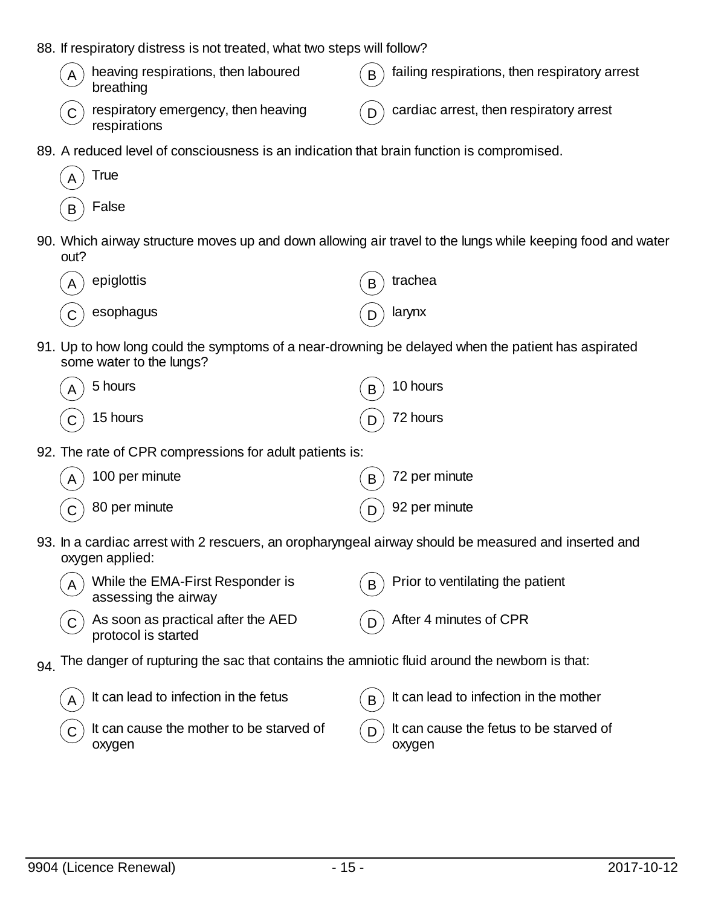88. If respiratory distress is not treated, what two steps will follow?

- (A) heaving respirations, then laboured breathing
- (B) failing respirations, then respiratory arrest
- (C) respiratory emergency, then heaving respirations
- (D) cardiac arrest, then respiratory arrest

89. A reduced level of consciousness is an indication that brain function is compromised.

- (A) True
- (B) False

90. Which airway structure moves up and down allowing air travel to the lungs while keeping food and water out?

- (A) epiglottis
- (B) trachea
- (C) esophagus
- (D) larynx

91. Up to how long could the symptoms of a near-drowning be delayed when the patient has aspirated some water to the lungs?

- (A) 5 hours
- (B) 10 hours
- (C) 15 hours
- (D) 72 hours

92. The rate of CPR compressions for adult patients is:

- (A) 100 per minute
- (B) 72 per minute
- (C) 80 per minute
- (D) 92 per minute

93. In a cardiac arrest with 2 rescuers, an oropharyngeal airway should be measured and inserted and oxygen applied:

- (A) While the EMA-First Responder is assessing the airway
- (B) Prior to ventilating the patient
- (C) As soon as practical after the AED protocol is started
- (D) After 4 minutes of CPR

94. The danger of rupturing the sac that contains the amniotic fluid around the newborn is that:

- (A) It can lead to infection in the fetus
- (B) It can lead to infection in the mother
- (C) It can cause the mother to be starved of oxygen
- (D) It can cause the fetus to be starved of oxygen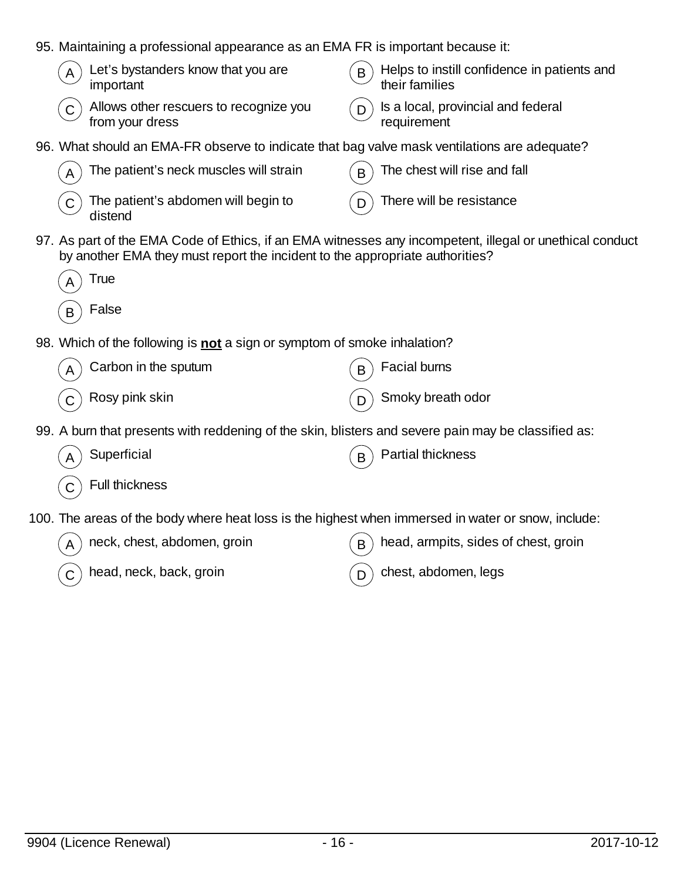95. Maintaining a professional appearance as an EMA FR is important because it:

   (A) Let's bystanders know that you are important
   (B) Helps to instill confidence in patients and their families
   (C) Allows other rescuers to recognize you from your dress
   (D) Is a local, provincial and federal requirement

96. What should an EMA-FR observe to indicate that bag valve mask ventilations are adequate?

   (A) The patient's neck muscles will strain
   (B) The chest will rise and fall
   (C) The patient's abdomen will begin to distend
   (D) There will be resistance

97. As part of the EMA Code of Ethics, if an EMA witnesses any incompetent, illegal or unethical conduct by another EMA they must report the incident to the appropriate authorities?

   (A) True
   (B) False

98. Which of the following is **not** a sign or symptom of smoke inhalation?

   (A) Carbon in the sputum
   (B) Facial burns
   (C) Rosy pink skin
   (D) Smoky breath odor

99. A burn that presents with reddening of the skin, blisters and severe pain may be classified as:

   (A) Superficial
   (B) Partial thickness
   (C) Full thickness

100. The areas of the body where heat loss is the highest when immersed in water or snow, include:

   (A) neck, chest, abdomen, groin
   (B) head, armpits, sides of chest, groin
   (C) head, neck, back, groin
   (D) chest, abdomen, legs